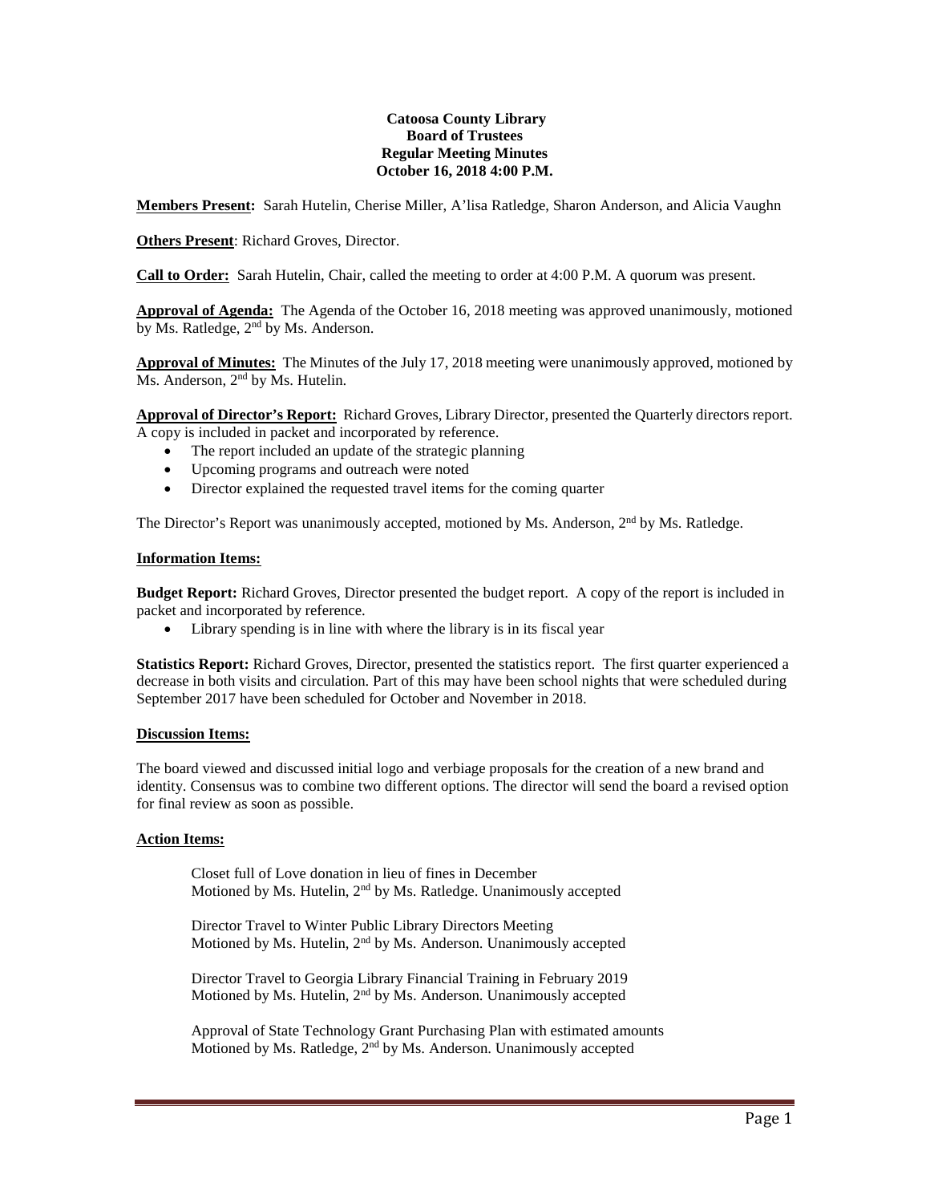**Catoosa County Library**
**Board of Trustees**
**Regular Meeting Minutes**
**October 16, 2018 4:00 P.M.**

**Members Present:** Sarah Hutelin, Cherise Miller, A'lisa Ratledge, Sharon Anderson, and Alicia Vaughn

**Others Present**: Richard Groves, Director.

**Call to Order:** Sarah Hutelin, Chair, called the meeting to order at 4:00 P.M. A quorum was present.

**Approval of Agenda:** The Agenda of the October 16, 2018 meeting was approved unanimously, motioned by Ms. Ratledge, 2nd by Ms. Anderson.

**Approval of Minutes:** The Minutes of the July 17, 2018 meeting were unanimously approved, motioned by Ms. Anderson, 2nd by Ms. Hutelin.

**Approval of Director's Report:** Richard Groves, Library Director, presented the Quarterly directors report. A copy is included in packet and incorporated by reference.

- The report included an update of the strategic planning
- Upcoming programs and outreach were noted
- Director explained the requested travel items for the coming quarter

The Director's Report was unanimously accepted, motioned by Ms. Anderson, 2nd by Ms. Ratledge.

**Information Items:**

**Budget Report:** Richard Groves, Director presented the budget report. A copy of the report is included in packet and incorporated by reference.

- Library spending is in line with where the library is in its fiscal year

**Statistics Report:** Richard Groves, Director, presented the statistics report. The first quarter experienced a decrease in both visits and circulation. Part of this may have been school nights that were scheduled during September 2017 have been scheduled for October and November in 2018.

**Discussion Items:**

The board viewed and discussed initial logo and verbiage proposals for the creation of a new brand and identity. Consensus was to combine two different options. The director will send the board a revised option for final review as soon as possible.

**Action Items:**

Closet full of Love donation in lieu of fines in December
Motioned by Ms. Hutelin, 2nd by Ms. Ratledge. Unanimously accepted

Director Travel to Winter Public Library Directors Meeting
Motioned by Ms. Hutelin, 2nd by Ms. Anderson. Unanimously accepted

Director Travel to Georgia Library Financial Training in February 2019
Motioned by Ms. Hutelin, 2nd by Ms. Anderson. Unanimously accepted

Approval of State Technology Grant Purchasing Plan with estimated amounts
Motioned by Ms. Ratledge, 2nd by Ms. Anderson. Unanimously accepted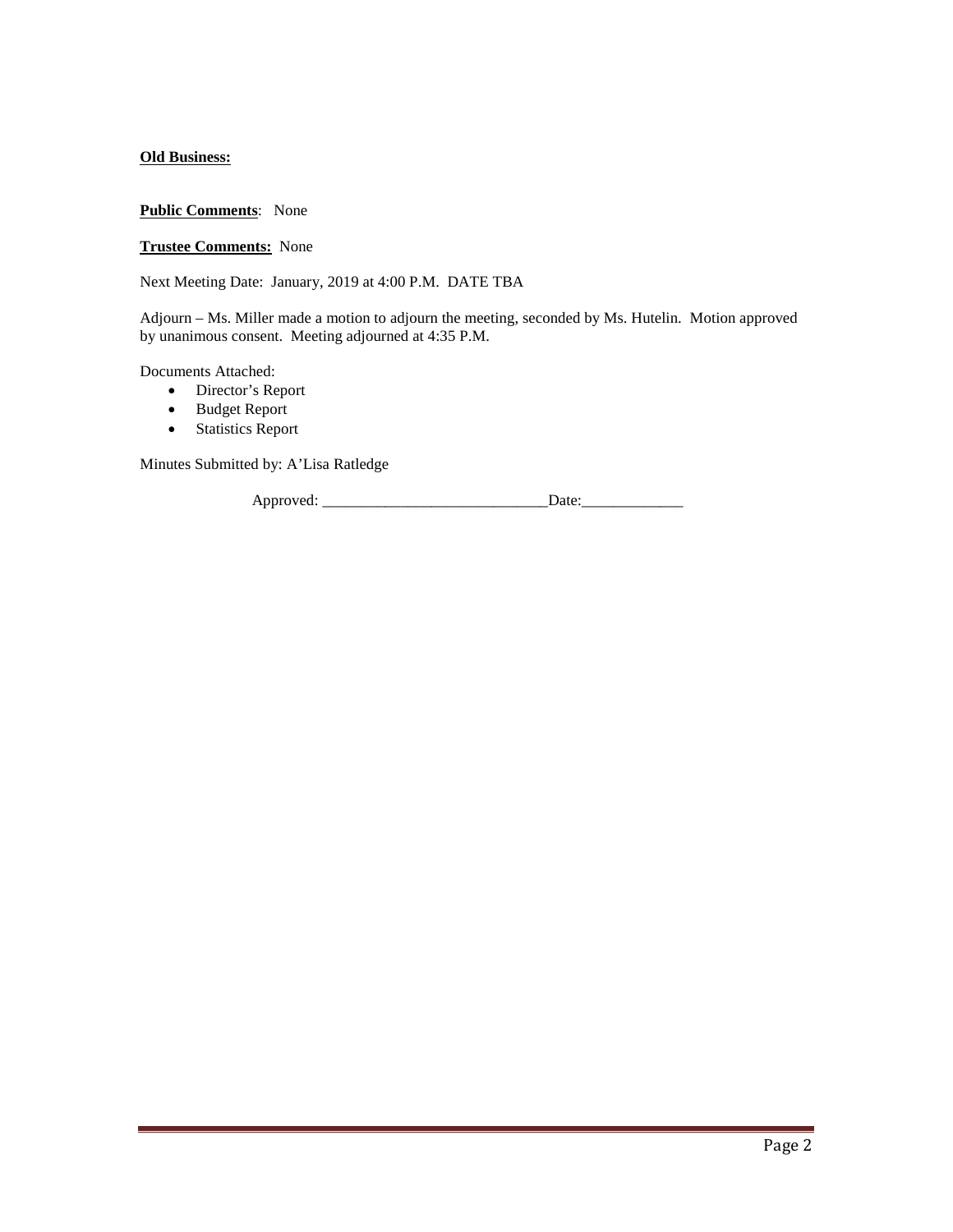**Old Business:**

**Public Comments**: None

**Trustee Comments:** None

Next Meeting Date: January, 2019 at 4:00 P.M. DATE TBA

Adjourn – Ms. Miller made a motion to adjourn the meeting, seconded by Ms. Hutelin. Motion approved by unanimous consent. Meeting adjourned at 4:35 P.M.

Documents Attached:

- Director's Report
- Budget Report
- Statistics Report

Minutes Submitted by: A'Lisa Ratledge

Approved: ____________________________Date:_____________